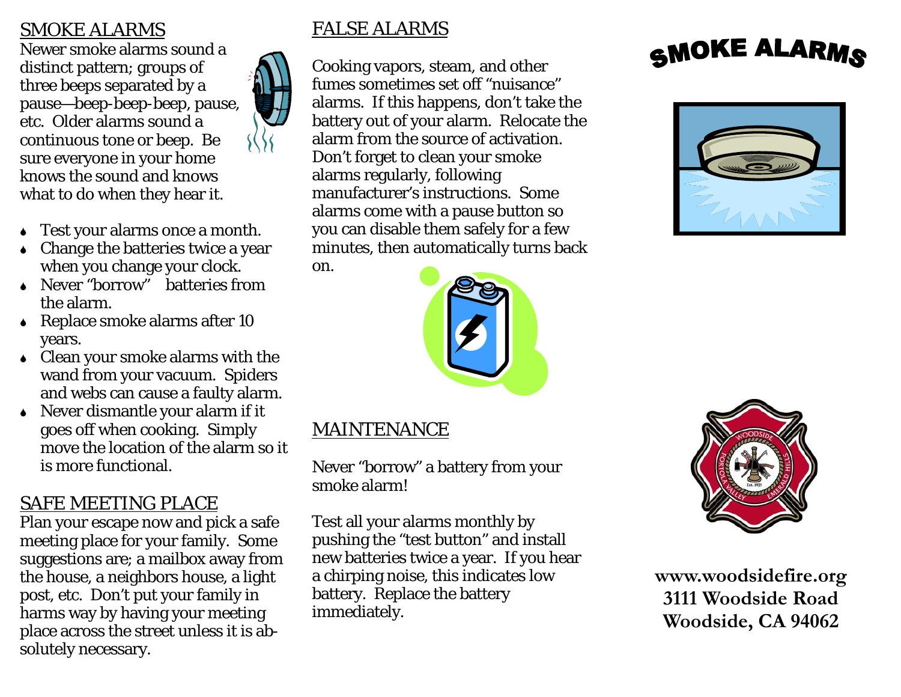## SMOKE ALARMS

Newer smoke alarms sound a distinct pattern; groups of three beeps separated by a pause—beep-beep-beep, pause, etc. Older alarms sound a continuous tone or beep. Be sure everyone in your home knows the sound and knows what to do when they hear it.

- Test your alarms once a month.
- Change the batteries twice a year when you change your clock.
- Never "borrow" batteries from the alarm.
- Replace smoke alarms after 10 years.
- Clean your smoke alarms with the wand from your vacuum. Spiders and webs can cause a faulty alarm.
- Never dismantle your alarm if it goes off when cooking. Simply move the location of the alarm so it is more functional.

## SAFE MEETING PLACE

Plan your escape now and pick a safe meeting place for your family. Some suggestions are; a mailbox away from the house, a neighbors house, a light post, etc. Don't put your family in harms way by having your meeting place across the street unless it is absolutely necessary.

## FALSE ALARMS

Cooking vapors, steam, and other fumes sometimes set off "nuisance" alarms. If this happens, don't take the battery out of your alarm. Relocate the alarm from the source of activation. Don't forget to clean your smoke alarms regularly, following manufacturer's instructions. Some alarms come with a pause button so you can disable them safely for a few minutes, then automatically turns back on.

## MAINTENANCE

Never "borrow" a battery from your smoke alarm!

Test all your alarms monthly by pushing the "test button" and install new batteries twice a year. If you hear a chirping noise, this indicates low battery. Replace the battery immediately.

# SMOKE ALARMS

**www.woodsidefire.org**
**3111 Woodside Road**
**Woodside, CA 94062**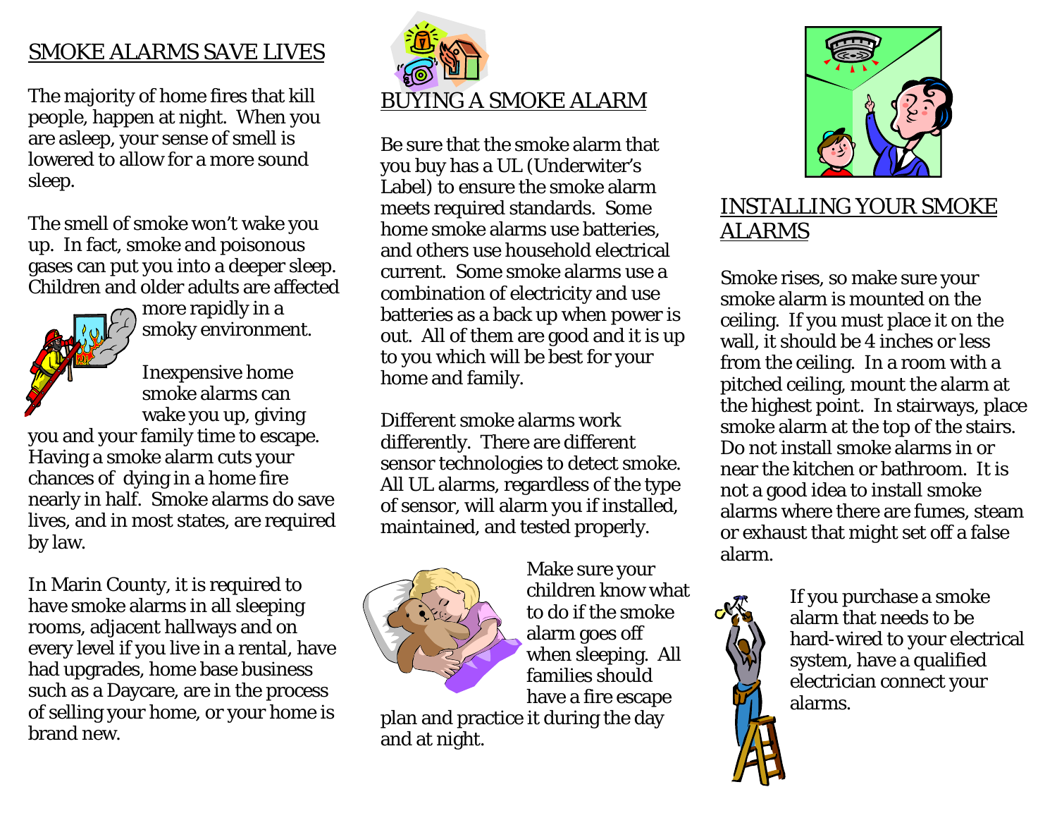## SMOKE ALARMS SAVE LIVES

The majority of home fires that kill people, happen at night. When you are asleep, your sense of smell is lowered to allow for a more sound sleep.

The smell of smoke won't wake you up. In fact, smoke and poisonous gases can put you into a deeper sleep. Children and older adults are affected more rapidly in a smoky environment.

Inexpensive home smoke alarms can wake you up, giving you and your family time to escape. Having a smoke alarm cuts your chances of dying in a home fire nearly in half. Smoke alarms do save lives, and in most states, are required by law.

In Marin County, it is required to have smoke alarms in all sleeping rooms, adjacent hallways and on every level if you live in a rental, have had upgrades, home base business such as a Daycare, are in the process of selling your home, or your home is brand new.

## BUYING A SMOKE ALARM

Be sure that the smoke alarm that you buy has a UL (Underwiter's Label) to ensure the smoke alarm meets required standards. Some home smoke alarms use batteries, and others use household electrical current. Some smoke alarms use a combination of electricity and use batteries as a back up when power is out. All of them are good and it is up to you which will be best for your home and family.

Different smoke alarms work differently. There are different sensor technologies to detect smoke. All UL alarms, regardless of the type of sensor, will alarm you if installed, maintained, and tested properly.

Make sure your children know what to do if the smoke alarm goes off when sleeping. All families should have a fire escape plan and practice it during the day and at night.

## INSTALLING YOUR SMOKE ALARMS

Smoke rises, so make sure your smoke alarm is mounted on the ceiling. If you must place it on the wall, it should be 4 inches or less from the ceiling. In a room with a pitched ceiling, mount the alarm at the highest point. In stairways, place smoke alarm at the top of the stairs. Do not install smoke alarms in or near the kitchen or bathroom. It is not a good idea to install smoke alarms where there are fumes, steam or exhaust that might set off a false alarm.

If you purchase a smoke alarm that needs to be hard-wired to your electrical system, have a qualified electrician connect your alarms.